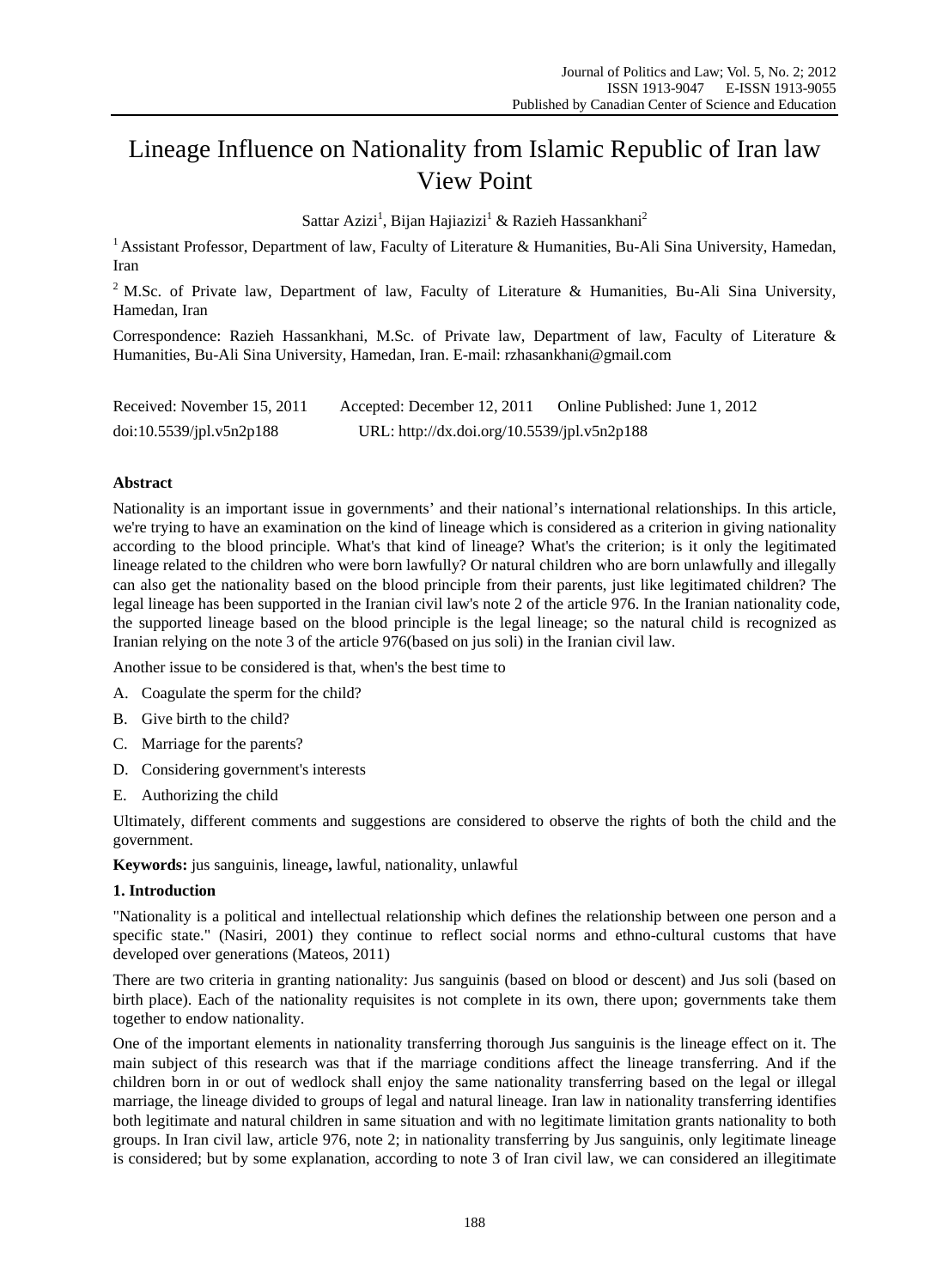# Lineage Influence on Nationality from Islamic Republic of Iran law View Point

Sattar Azizi[1], Bijan Hajiazizi[1] & Razieh Hassankhani[2]

[1] Assistant Professor, Department of law, Faculty of Literature & Humanities, Bu-Ali Sina University, Hamedan, Iran

[2] M.Sc. of Private law, Department of law, Faculty of Literature & Humanities, Bu-Ali Sina University, Hamedan, Iran

Correspondence: Razieh Hassankhani, M.Sc. of Private law, Department of law, Faculty of Literature & Humanities, Bu-Ali Sina University, Hamedan, Iran. E-mail: rzhasankhani@gmail.com

Received: November 15, 2011 Accepted: December 12, 2011 Online Published: June 1, 2012

doi:10.5539/jpl.v5n2p188 URL: http://dx.doi.org/10.5539/jpl.v5n2p188

**Abstract**

Nationality is an important issue in governments' and their national's international relationships. In this article, we're trying to have an examination on the kind of lineage which is considered as a criterion in giving nationality according to the blood principle. What's that kind of lineage? What's the criterion; is it only the legitimated lineage related to the children who were born lawfully? Or natural children who are born unlawfully and illegally can also get the nationality based on the blood principle from their parents, just like legitimated children? The legal lineage has been supported in the Iranian civil law's note 2 of the article 976. In the Iranian nationality code, the supported lineage based on the blood principle is the legal lineage; so the natural child is recognized as Iranian relying on the note 3 of the article 976(based on jus soli) in the Iranian civil law.

Another issue to be considered is that, when's the best time to

A. Coagulate the sperm for the child?

B. Give birth to the child?

C. Marriage for the parents?

D. Considering government's interests

E. Authorizing the child

Ultimately, different comments and suggestions are considered to observe the rights of both the child and the government.

**Keywords:** jus sanguinis, lineage**,** lawful, nationality, unlawful

**1. Introduction**

"Nationality is a political and intellectual relationship which defines the relationship between one person and a specific state." (Nasiri, 2001) they continue to reflect social norms and ethno-cultural customs that have developed over generations (Mateos, 2011)

There are two criteria in granting nationality: Jus sanguinis (based on blood or descent) and Jus soli (based on birth place). Each of the nationality requisites is not complete in its own, there upon; governments take them together to endow nationality.

One of the important elements in nationality transferring thorough Jus sanguinis is the lineage effect on it. The main subject of this research was that if the marriage conditions affect the lineage transferring. And if the children born in or out of wedlock shall enjoy the same nationality transferring based on the legal or illegal marriage, the lineage divided to groups of legal and natural lineage. Iran law in nationality transferring identifies both legitimate and natural children in same situation and with no legitimate limitation grants nationality to both groups. In Iran civil law, article 976, note 2; in nationality transferring by Jus sanguinis, only legitimate lineage is considered; but by some explanation, according to note 3 of Iran civil law, we can considered an illegitimate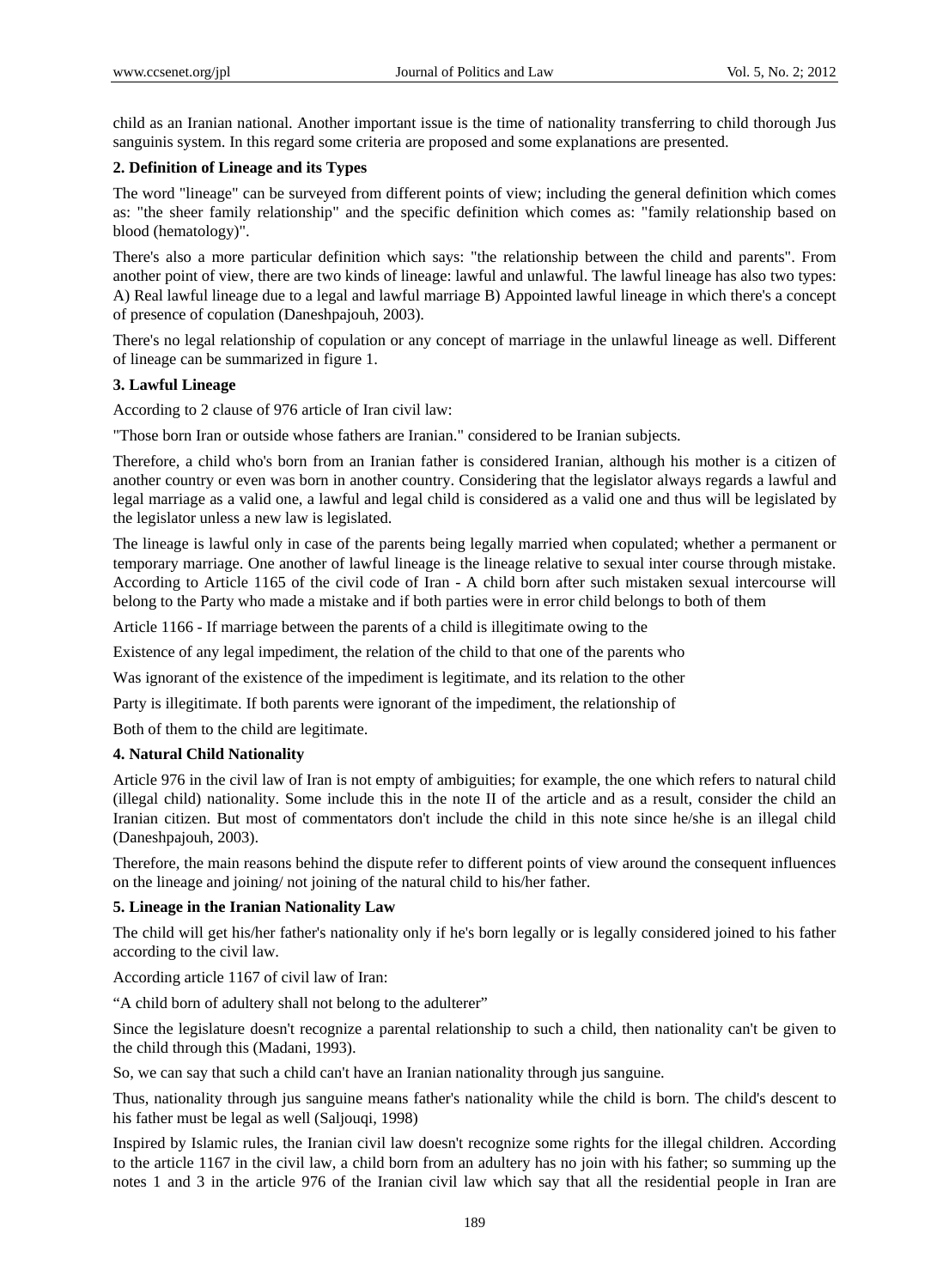child as an Iranian national. Another important issue is the time of nationality transferring to child thorough Jus sanguinis system. In this regard some criteria are proposed and some explanations are presented.

## 2. Definition of Lineage and its Types

The word "lineage" can be surveyed from different points of view; including the general definition which comes as: "the sheer family relationship" and the specific definition which comes as: "family relationship based on blood (hematology)".

There's also a more particular definition which says: "the relationship between the child and parents". From another point of view, there are two kinds of lineage: lawful and unlawful. The lawful lineage has also two types: A) Real lawful lineage due to a legal and lawful marriage B) Appointed lawful lineage in which there's a concept of presence of copulation (Daneshpajouh, 2003).

There's no legal relationship of copulation or any concept of marriage in the unlawful lineage as well. Different of lineage can be summarized in figure 1.

## 3. Lawful Lineage

According to 2 clause of 976 article of Iran civil law:

"Those born Iran or outside whose fathers are Iranian." considered to be Iranian subjects.

Therefore, a child who's born from an Iranian father is considered Iranian, although his mother is a citizen of another country or even was born in another country. Considering that the legislator always regards a lawful and legal marriage as a valid one, a lawful and legal child is considered as a valid one and thus will be legislated by the legislator unless a new law is legislated.

The lineage is lawful only in case of the parents being legally married when copulated; whether a permanent or temporary marriage. One another of lawful lineage is the lineage relative to sexual inter course through mistake. According to Article 1165 of the civil code of Iran - A child born after such mistaken sexual intercourse will belong to the Party who made a mistake and if both parties were in error child belongs to both of them

Article 1166 - If marriage between the parents of a child is illegitimate owing to the

Existence of any legal impediment, the relation of the child to that one of the parents who

Was ignorant of the existence of the impediment is legitimate, and its relation to the other

Party is illegitimate. If both parents were ignorant of the impediment, the relationship of

Both of them to the child are legitimate.

## 4. Natural Child Nationality

Article 976 in the civil law of Iran is not empty of ambiguities; for example, the one which refers to natural child (illegal child) nationality. Some include this in the note II of the article and as a result, consider the child an Iranian citizen. But most of commentators don't include the child in this note since he/she is an illegal child (Daneshpajouh, 2003).

Therefore, the main reasons behind the dispute refer to different points of view around the consequent influences on the lineage and joining/ not joining of the natural child to his/her father.

## 5. Lineage in the Iranian Nationality Law

The child will get his/her father's nationality only if he's born legally or is legally considered joined to his father according to the civil law.

According article 1167 of civil law of Iran:

"A child born of adultery shall not belong to the adulterer"

Since the legislature doesn't recognize a parental relationship to such a child, then nationality can't be given to the child through this (Madani, 1993).

So, we can say that such a child can't have an Iranian nationality through jus sanguine.

Thus, nationality through jus sanguine means father's nationality while the child is born. The child's descent to his father must be legal as well (Saljouqi, 1998)

Inspired by Islamic rules, the Iranian civil law doesn't recognize some rights for the illegal children. According to the article 1167 in the civil law, a child born from an adultery has no join with his father; so summing up the notes 1 and 3 in the article 976 of the Iranian civil law which say that all the residential people in Iran are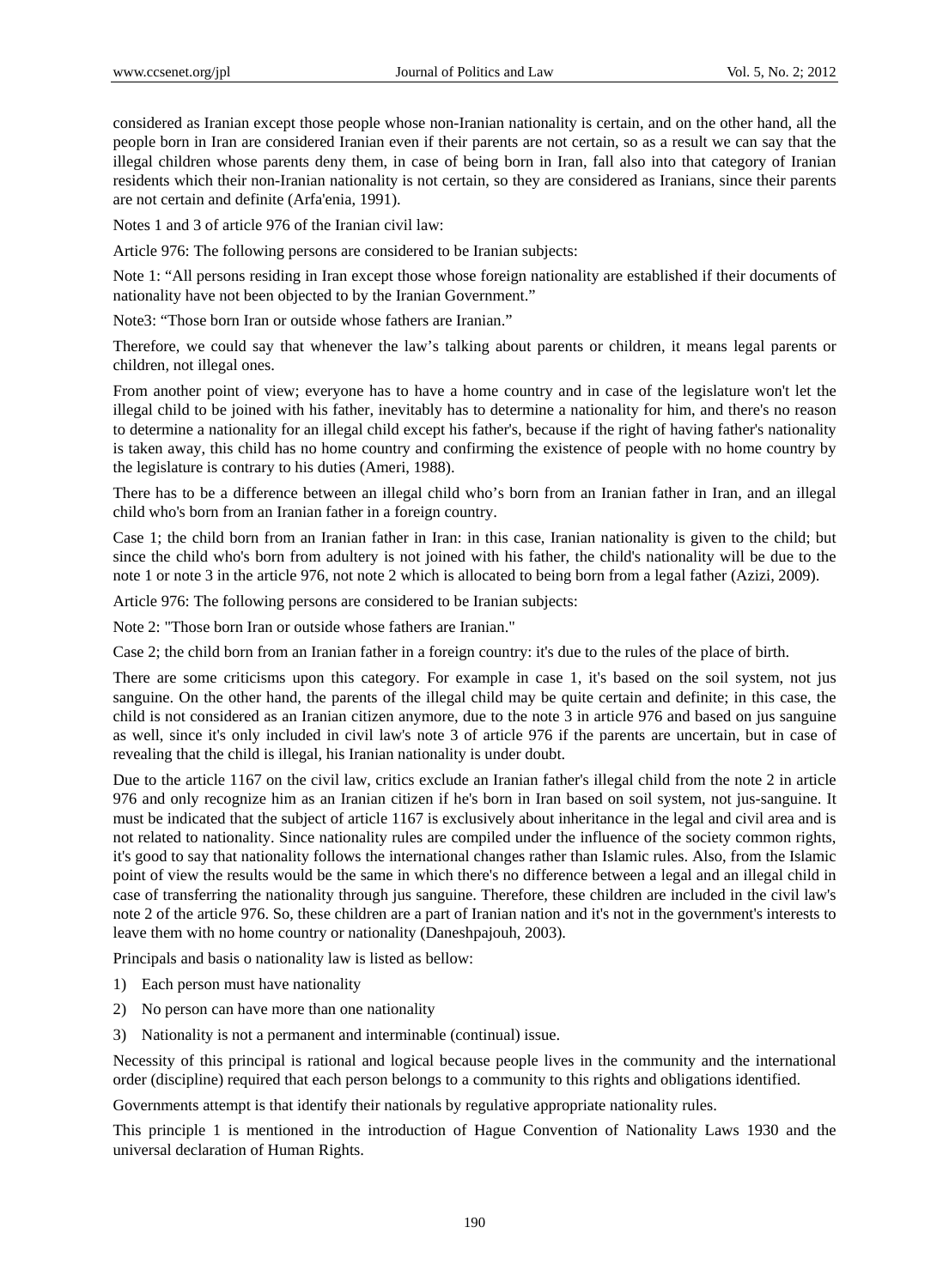considered as Iranian except those people whose non-Iranian nationality is certain, and on the other hand, all the people born in Iran are considered Iranian even if their parents are not certain, so as a result we can say that the illegal children whose parents deny them, in case of being born in Iran, fall also into that category of Iranian residents which their non-Iranian nationality is not certain, so they are considered as Iranians, since their parents are not certain and definite (Arfa'enia, 1991).

Notes 1 and 3 of article 976 of the Iranian civil law:

Article 976: The following persons are considered to be Iranian subjects:

Note 1: “All persons residing in Iran except those whose foreign nationality are established if their documents of nationality have not been objected to by the Iranian Government.”

Note3: “Those born Iran or outside whose fathers are Iranian.”

Therefore, we could say that whenever the law’s talking about parents or children, it means legal parents or children, not illegal ones.

From another point of view; everyone has to have a home country and in case of the legislature won't let the illegal child to be joined with his father, inevitably has to determine a nationality for him, and there's no reason to determine a nationality for an illegal child except his father's, because if the right of having father's nationality is taken away, this child has no home country and confirming the existence of people with no home country by the legislature is contrary to his duties (Ameri, 1988).

There has to be a difference between an illegal child who’s born from an Iranian father in Iran, and an illegal child who's born from an Iranian father in a foreign country.

Case 1; the child born from an Iranian father in Iran: in this case, Iranian nationality is given to the child; but since the child who's born from adultery is not joined with his father, the child's nationality will be due to the note 1 or note 3 in the article 976, not note 2 which is allocated to being born from a legal father (Azizi, 2009).

Article 976: The following persons are considered to be Iranian subjects:

Note 2: "Those born Iran or outside whose fathers are Iranian."

Case 2; the child born from an Iranian father in a foreign country: it's due to the rules of the place of birth.

There are some criticisms upon this category. For example in case 1, it's based on the soil system, not jus sanguine. On the other hand, the parents of the illegal child may be quite certain and definite; in this case, the child is not considered as an Iranian citizen anymore, due to the note 3 in article 976 and based on jus sanguine as well, since it's only included in civil law's note 3 of article 976 if the parents are uncertain, but in case of revealing that the child is illegal, his Iranian nationality is under doubt.

Due to the article 1167 on the civil law, critics exclude an Iranian father's illegal child from the note 2 in article 976 and only recognize him as an Iranian citizen if he's born in Iran based on soil system, not jus-sanguine. It must be indicated that the subject of article 1167 is exclusively about inheritance in the legal and civil area and is not related to nationality. Since nationality rules are compiled under the influence of the society common rights, it's good to say that nationality follows the international changes rather than Islamic rules. Also, from the Islamic point of view the results would be the same in which there's no difference between a legal and an illegal child in case of transferring the nationality through jus sanguine. Therefore, these children are included in the civil law's note 2 of the article 976. So, these children are a part of Iranian nation and it's not in the government's interests to leave them with no home country or nationality (Daneshpajouh, 2003).

Principals and basis o nationality law is listed as bellow:

1) Each person must have nationality
2) No person can have more than one nationality
3) Nationality is not a permanent and interminable (continual) issue.

Necessity of this principal is rational and logical because people lives in the community and the international order (discipline) required that each person belongs to a community to this rights and obligations identified.

Governments attempt is that identify their nationals by regulative appropriate nationality rules.

This principle 1 is mentioned in the introduction of Hague Convention of Nationality Laws 1930 and the universal declaration of Human Rights.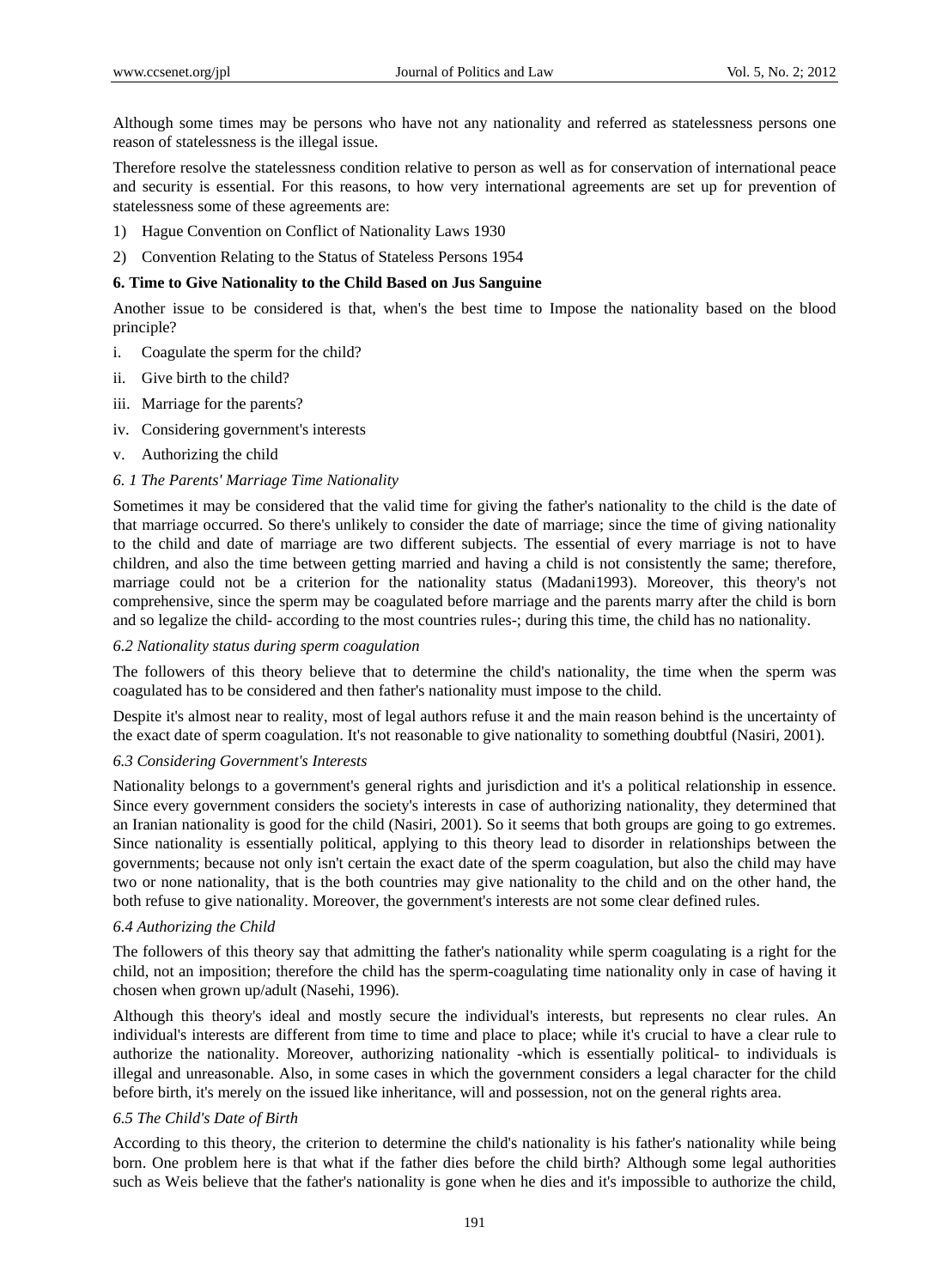Although some times may be persons who have not any nationality and referred as statelessness persons one reason of statelessness is the illegal issue.

Therefore resolve the statelessness condition relative to person as well as for conservation of international peace and security is essential. For this reasons, to how very international agreements are set up for prevention of statelessness some of these agreements are:

1) Hague Convention on Conflict of Nationality Laws 1930

2) Convention Relating to the Status of Stateless Persons 1954

**6. Time to Give Nationality to the Child Based on Jus Sanguine**

Another issue to be considered is that, when's the best time to Impose the nationality based on the blood principle?

i. Coagulate the sperm for the child?

ii. Give birth to the child?

iii. Marriage for the parents?

iv. Considering government's interests

v. Authorizing the child

*6. 1 The Parents' Marriage Time Nationality*

Sometimes it may be considered that the valid time for giving the father's nationality to the child is the date of that marriage occurred. So there's unlikely to consider the date of marriage; since the time of giving nationality to the child and date of marriage are two different subjects. The essential of every marriage is not to have children, and also the time between getting married and having a child is not consistently the same; therefore, marriage could not be a criterion for the nationality status (Madani1993). Moreover, this theory's not comprehensive, since the sperm may be coagulated before marriage and the parents marry after the child is born and so legalize the child- according to the most countries rules-; during this time, the child has no nationality.

*6.2 Nationality status during sperm coagulation*

The followers of this theory believe that to determine the child's nationality, the time when the sperm was coagulated has to be considered and then father's nationality must impose to the child.

Despite it's almost near to reality, most of legal authors refuse it and the main reason behind is the uncertainty of the exact date of sperm coagulation. It's not reasonable to give nationality to something doubtful (Nasiri, 2001).

*6.3 Considering Government's Interests*

Nationality belongs to a government's general rights and jurisdiction and it's a political relationship in essence. Since every government considers the society's interests in case of authorizing nationality, they determined that an Iranian nationality is good for the child (Nasiri, 2001). So it seems that both groups are going to go extremes. Since nationality is essentially political, applying to this theory lead to disorder in relationships between the governments; because not only isn't certain the exact date of the sperm coagulation, but also the child may have two or none nationality, that is the both countries may give nationality to the child and on the other hand, the both refuse to give nationality. Moreover, the government's interests are not some clear defined rules.

*6.4 Authorizing the Child*

The followers of this theory say that admitting the father's nationality while sperm coagulating is a right for the child, not an imposition; therefore the child has the sperm-coagulating time nationality only in case of having it chosen when grown up/adult (Nasehi, 1996).

Although this theory's ideal and mostly secure the individual's interests, but represents no clear rules. An individual's interests are different from time to time and place to place; while it's crucial to have a clear rule to authorize the nationality. Moreover, authorizing nationality -which is essentially political- to individuals is illegal and unreasonable. Also, in some cases in which the government considers a legal character for the child before birth, it's merely on the issued like inheritance, will and possession, not on the general rights area.

*6.5 The Child's Date of Birth*

According to this theory, the criterion to determine the child's nationality is his father's nationality while being born. One problem here is that what if the father dies before the child birth? Although some legal authorities such as Weis believe that the father's nationality is gone when he dies and it's impossible to authorize the child,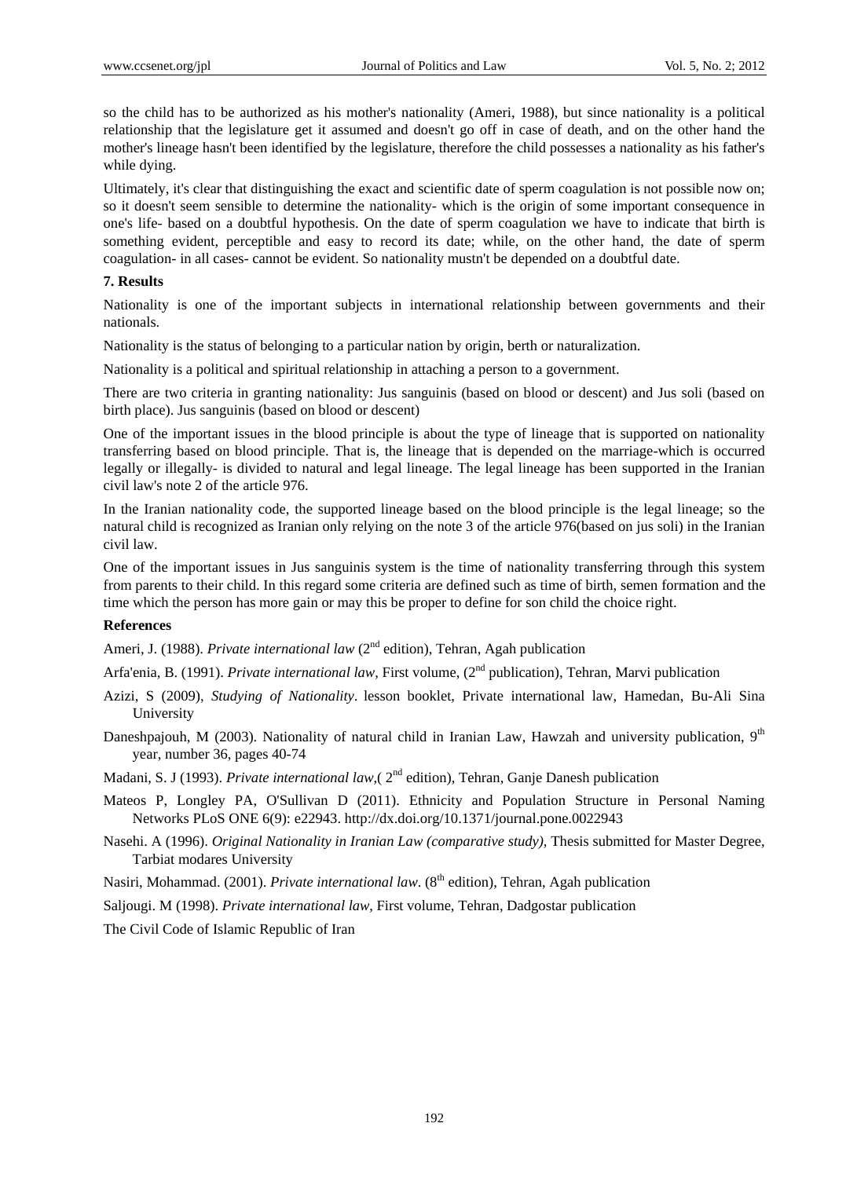so the child has to be authorized as his mother's nationality (Ameri, 1988), but since nationality is a political relationship that the legislature get it assumed and doesn't go off in case of death, and on the other hand the mother's lineage hasn't been identified by the legislature, therefore the child possesses a nationality as his father's while dying.

Ultimately, it's clear that distinguishing the exact and scientific date of sperm coagulation is not possible now on; so it doesn't seem sensible to determine the nationality- which is the origin of some important consequence in one's life- based on a doubtful hypothesis. On the date of sperm coagulation we have to indicate that birth is something evident, perceptible and easy to record its date; while, on the other hand, the date of sperm coagulation- in all cases- cannot be evident. So nationality mustn't be depended on a doubtful date.

**7. Results**

Nationality is one of the important subjects in international relationship between governments and their nationals.

Nationality is the status of belonging to a particular nation by origin, berth or naturalization.

Nationality is a political and spiritual relationship in attaching a person to a government.

There are two criteria in granting nationality: Jus sanguinis (based on blood or descent) and Jus soli (based on birth place). Jus sanguinis (based on blood or descent)

One of the important issues in the blood principle is about the type of lineage that is supported on nationality transferring based on blood principle. That is, the lineage that is depended on the marriage-which is occurred legally or illegally- is divided to natural and legal lineage. The legal lineage has been supported in the Iranian civil law's note 2 of the article 976.

In the Iranian nationality code, the supported lineage based on the blood principle is the legal lineage; so the natural child is recognized as Iranian only relying on the note 3 of the article 976(based on jus soli) in the Iranian civil law.

One of the important issues in Jus sanguinis system is the time of nationality transferring through this system from parents to their child. In this regard some criteria are defined such as time of birth, semen formation and the time which the person has more gain or may this be proper to define for son child the choice right.

**References**

Ameri, J. (1988). *Private international law* (2nd edition), Tehran, Agah publication

Arfa'enia, B. (1991). *Private international law*, First volume, (2nd publication), Tehran, Marvi publication

Azizi, S (2009), *Studying of Nationality*. lesson booklet, Private international law, Hamedan, Bu-Ali Sina University

Daneshpajouh, M (2003). Nationality of natural child in Iranian Law, Hawzah and university publication, 9th year, number 36, pages 40-74

Madani, S. J (1993). *Private international law*,( 2nd edition), Tehran, Ganje Danesh publication

Mateos P, Longley PA, O'Sullivan D (2011). Ethnicity and Population Structure in Personal Naming Networks PLoS ONE 6(9): e22943. http://dx.doi.org/10.1371/journal.pone.0022943

Nasehi. A (1996). *Original Nationality in Iranian Law (comparative study)*, Thesis submitted for Master Degree, Tarbiat modares University

Nasiri, Mohammad. (2001). *Private international law*. (8th edition), Tehran, Agah publication

Saljougi. M (1998). *Private international law*, First volume, Tehran, Dadgostar publication

The Civil Code of Islamic Republic of Iran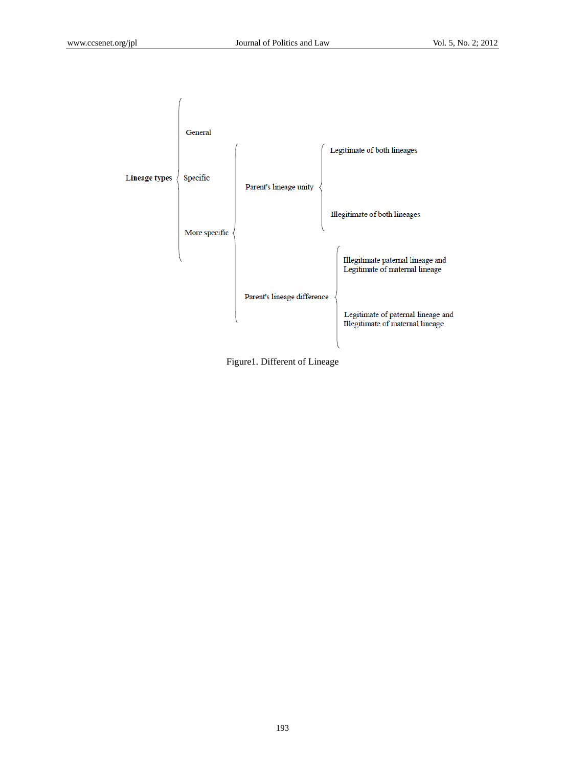Lineage types

General

Specific

More specific

Parent's lineage unity

Legitimate of both lineages

Illegitimate of both lineages

Parent's lineage difference

Illegitimate paternal lineage and Legitimate of maternal lineage

Legitimate of paternal lineage and Illegitimate of maternal lineage

Figure1. Different of Lineage